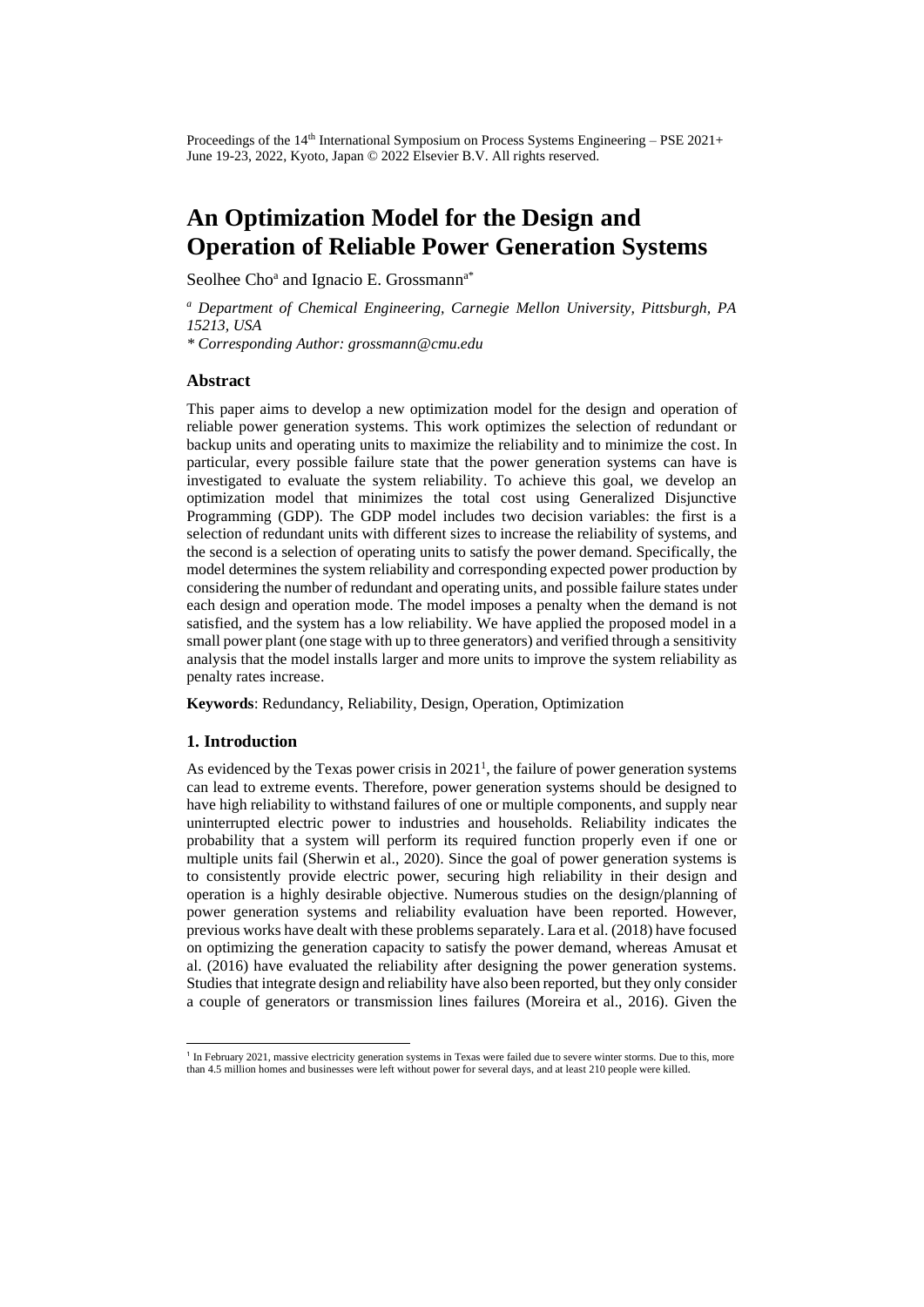Proceedings of the 14th International Symposium on Process Systems Engineering – PSE 2021+
June 19-23, 2022, Kyoto, Japan © 2022 Elsevier B.V. All rights reserved.

# An Optimization Model for the Design and Operation of Reliable Power Generation Systems

Seolhee Cho[a] and Ignacio E. Grossmann[a*]

*[a] Department of Chemical Engineering, Carnegie Mellon University, Pittsburgh, PA 15213, USA*

*\* Corresponding Author: grossmann@cmu.edu*

## Abstract

This paper aims to develop a new optimization model for the design and operation of reliable power generation systems. This work optimizes the selection of redundant or backup units and operating units to maximize the reliability and to minimize the cost. In particular, every possible failure state that the power generation systems can have is investigated to evaluate the system reliability. To achieve this goal, we develop an optimization model that minimizes the total cost using Generalized Disjunctive Programming (GDP). The GDP model includes two decision variables: the first is a selection of redundant units with different sizes to increase the reliability of systems, and the second is a selection of operating units to satisfy the power demand. Specifically, the model determines the system reliability and corresponding expected power production by considering the number of redundant and operating units, and possible failure states under each design and operation mode. The model imposes a penalty when the demand is not satisfied, and the system has a low reliability. We have applied the proposed model in a small power plant (one stage with up to three generators) and verified through a sensitivity analysis that the model installs larger and more units to improve the system reliability as penalty rates increase.

**Keywords**: Redundancy, Reliability, Design, Operation, Optimization

## 1. Introduction

As evidenced by the Texas power crisis in 2021[1], the failure of power generation systems can lead to extreme events. Therefore, power generation systems should be designed to have high reliability to withstand failures of one or multiple components, and supply near uninterrupted electric power to industries and households. Reliability indicates the probability that a system will perform its required function properly even if one or multiple units fail (Sherwin et al., 2020). Since the goal of power generation systems is to consistently provide electric power, securing high reliability in their design and operation is a highly desirable objective. Numerous studies on the design/planning of power generation systems and reliability evaluation have been reported. However, previous works have dealt with these problems separately. Lara et al. (2018) have focused on optimizing the generation capacity to satisfy the power demand, whereas Amusat et al. (2016) have evaluated the reliability after designing the power generation systems. Studies that integrate design and reliability have also been reported, but they only consider a couple of generators or transmission lines failures (Moreira et al., 2016). Given the

[1] In February 2021, massive electricity generation systems in Texas were failed due to severe winter storms. Due to this, more than 4.5 million homes and businesses were left without power for several days, and at least 210 people were killed.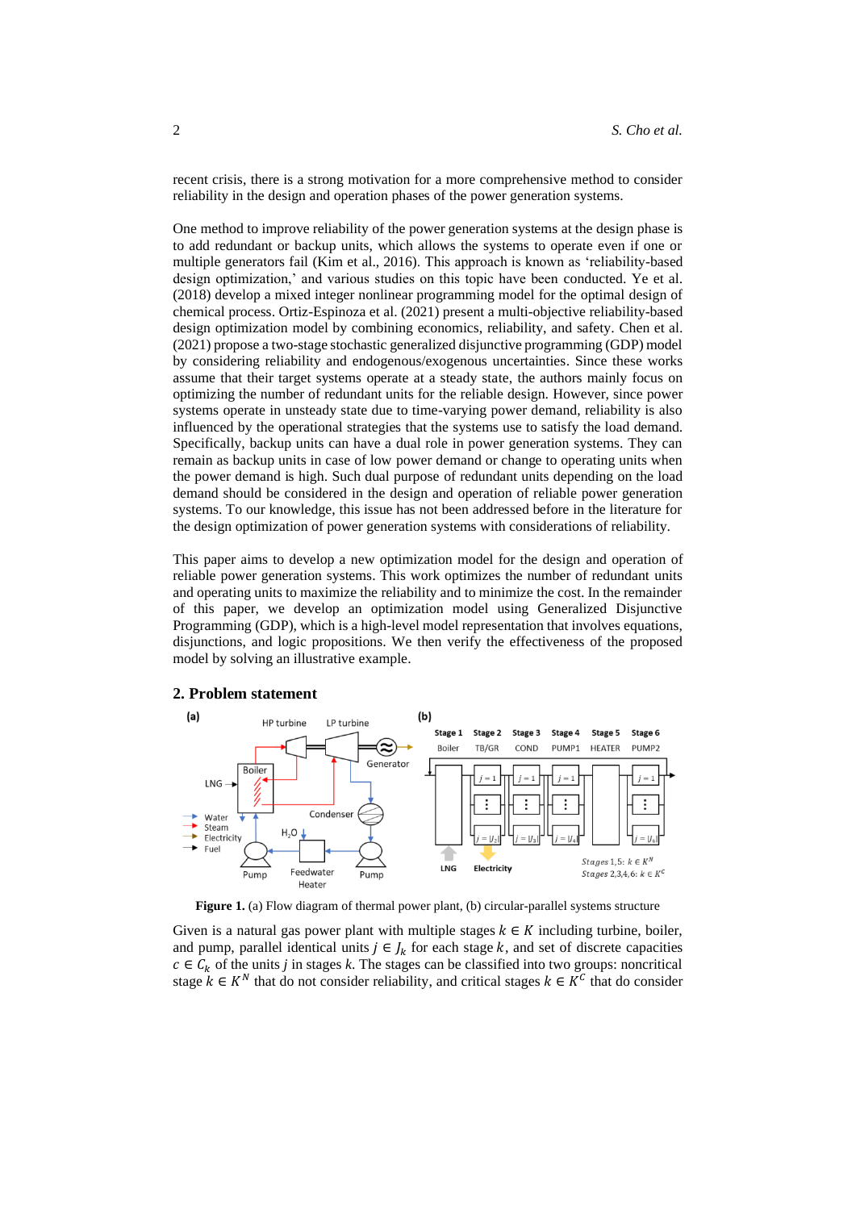recent crisis, there is a strong motivation for a more comprehensive method to consider reliability in the design and operation phases of the power generation systems.

One method to improve reliability of the power generation systems at the design phase is to add redundant or backup units, which allows the systems to operate even if one or multiple generators fail (Kim et al., 2016). This approach is known as 'reliability-based design optimization,' and various studies on this topic have been conducted. Ye et al. (2018) develop a mixed integer nonlinear programming model for the optimal design of chemical process. Ortiz-Espinoza et al. (2021) present a multi-objective reliability-based design optimization model by combining economics, reliability, and safety. Chen et al. (2021) propose a two-stage stochastic generalized disjunctive programming (GDP) model by considering reliability and endogenous/exogenous uncertainties. Since these works assume that their target systems operate at a steady state, the authors mainly focus on optimizing the number of redundant units for the reliable design. However, since power systems operate in unsteady state due to time-varying power demand, reliability is also influenced by the operational strategies that the systems use to satisfy the load demand. Specifically, backup units can have a dual role in power generation systems. They can remain as backup units in case of low power demand or change to operating units when the power demand is high. Such dual purpose of redundant units depending on the load demand should be considered in the design and operation of reliable power generation systems. To our knowledge, this issue has not been addressed before in the literature for the design optimization of power generation systems with considerations of reliability.

This paper aims to develop a new optimization model for the design and operation of reliable power generation systems. This work optimizes the number of redundant units and operating units to maximize the reliability and to minimize the cost. In the remainder of this paper, we develop an optimization model using Generalized Disjunctive Programming (GDP), which is a high-level model representation that involves equations, disjunctions, and logic propositions. We then verify the effectiveness of the proposed model by solving an illustrative example.

## 2. Problem statement

**Figure 1.** (a) Flow diagram of thermal power plant, (b) circular-parallel systems structure

Given is a natural gas power plant with multiple stages $k \in K$ including turbine, boiler, and pump, parallel identical units $j \in J_k$ for each stage $k$, and set of discrete capacities $c \in C_k$ of the units $j$ in stages $k$. The stages can be classified into two groups: noncritical stage $k \in K^N$ that do not consider reliability, and critical stages $k \in K^C$ that do consider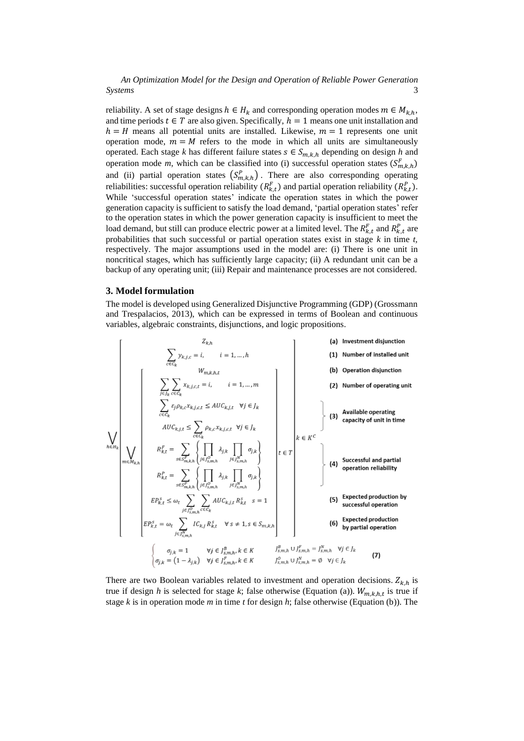reliability. A set of stage designs $h \in H_k$ and corresponding operation modes $m \in M_{k,h}$, and time periods $t \in T$ are also given. Specifically, $h = 1$ means one unit installation and $h = H$ means all potential units are installed. Likewise, $m = 1$ represents one unit operation mode, $m = M$ refers to the mode in which all units are simultaneously operated. Each stage *k* has different failure states $s \in S_{m,k,h}$ depending on design *h* and operation mode *m*, which can be classified into (i) successful operation states ($S^F_{m,k,h}$) and (ii) partial operation states $(S^P_{m,k,h})$. There are also corresponding operating reliabilities: successful operation reliability ($R^F_{k,t}$) and partial operation reliability ($R^P_{k,t}$). While 'successful operation states' indicate the operation states in which the power generation capacity is sufficient to satisfy the load demand, 'partial operation states' refer to the operation states in which the power generation capacity is insufficient to meet the load demand, but still can produce electric power at a limited level. The $R^F_{k,t}$ and $R^P_{k,t}$ are probabilities that such successful or partial operation states exist in stage *k* in time *t*, respectively. The major assumptions used in the model are: (i) There is one unit in noncritical stages, which has sufficiently large capacity; (ii) A redundant unit can be a backup of any operating unit; (iii) Repair and maintenance processes are not considered.

## 3. Model formulation

The model is developed using Generalized Disjunctive Programming (GDP) (Grossmann and Trespalacios, 2013), which can be expressed in terms of Boolean and continuous variables, algebraic constraints, disjunctions, and logic propositions.

$$
\bigvee_{h \in H_k}
\left[
\begin{array}{c}
Z_{k,h} \\
\displaystyle\sum_{c \in C_k} y_{k,j,c} = i, \qquad i = 1, \dots, h \\
\displaystyle\bigvee_{m \in M_{k,h}}
\left[
\begin{array}{c}
W_{m,k,h,t} \\
\displaystyle\sum_{j \in J_k} \sum_{c \in C_k} x_{k,j,c,t} = i, \qquad i = 1, \dots, m \\
\displaystyle\sum_{c \in C_k} \varepsilon_j \rho_{k,c} x_{k,j,c,t} \le AUC_{k,j,t} \quad \forall j \in J_k \\
\displaystyle AUC_{k,j,t} \le \sum_{c \in C_k} \rho_{k,c} x_{k,j,c,t} \quad \forall j \in J_k \\
\displaystyle R^F_{k,t} = \sum_{s \in S^F_{m,k,h}} \left\{ \prod_{j \in J^O_{s,m,h}} \lambda_{j,k} \prod_{j \in J^N_{s,m,h}} \sigma_{j,k} \right\} \\
\displaystyle R^P_{k,t} = \sum_{s \in S^P_{m,k,h}} \left\{ \prod_{j \in J^O_{s,m,h}} \lambda_{j,k} \prod_{j \in J^N_{s,m,h}} \sigma_{j,k} \right\} \\
\displaystyle EP^s_{k,t} \le \omega_t \sum_{j \in J^O_{s,m,h}} \sum_{c \in C_k} AUC_{k,j,t} R^s_{k,t} \quad s = 1 \\
\displaystyle EP^s_{k,t} = \omega_t \sum_{j \in J^N_{s,m,h}} IC_{k,j} R^s_{k,t} \quad \forall s \ne 1, s \in S_{m,k,h}
\end{array}
\right] t \in T
\end{array}
\right] k \in K^C
$$

(a) Investment disjunction; (1) Number of installed unit; (b) Operation disjunction; (2) Number of operating unit; (3) Available operating capacity of unit in time; (4) Successful and partial operation reliability; (5) Expected production by successful operation; (6) Expected production by partial operation

$$
\begin{cases}
\sigma_{j,k} = 1 & \forall j \in J^B_{s,m,h}, k \in K \qquad J^B_{s,m,h} \cup J^F_{s,m,h} = J^N_{s,m,h} \quad \forall j \in J_k \\
\sigma_{j,k} = (1 - \lambda_{j,k}) & \forall j \in J^F_{s,m,h}, k \in K \qquad J^O_{s,m,h} \cup J^N_{s,m,h} = \emptyset \quad \forall j \in J_k
\end{cases} \tag{7}
$$

There are two Boolean variables related to investment and operation decisions. $Z_{k,h}$ is true if design *h* is selected for stage *k*; false otherwise (Equation (a)). $W_{m,k,h,t}$ is true if stage *k* is in operation mode *m* in time *t* for design *h*; false otherwise (Equation (b)). The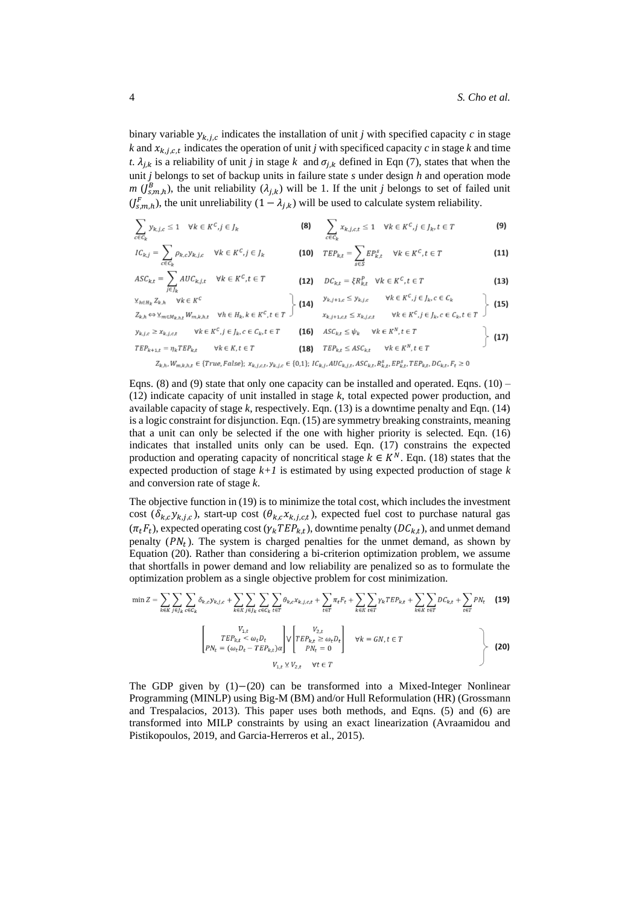binary variable $y_{k,j,c}$ indicates the installation of unit *j* with specified capacity *c* in stage *k* and $x_{k,j,c,t}$ indicates the operation of unit *j* with specificed capacity *c* in stage *k* and time *t*. $\lambda_{j,k}$ is a reliability of unit *j* in stage *k* and $\sigma_{j,k}$ defined in Eqn (7), states that when the unit *j* belongs to set of backup units in failure state *s* under design *h* and operation mode *m* ($J^B_{s,m,h}$), the unit reliability ($\lambda_{j,k}$) will be 1. If the unit *j* belongs to set of failed unit ($J^F_{s,m,h}$), the unit unreliability ($1 - \lambda_{j,k}$) will be used to calculate system reliability.

$$\sum_{c \in C_k} y_{k,j,c} \leq 1 \quad \forall k \in K^C, j \in J_k \tag{8}$$

$$\sum_{c \in C_k} x_{k,j,c,t} \leq 1 \quad \forall k \in K^C, j \in J_k, t \in T \tag{9}$$

$$IC_{k,j} = \sum_{c \in C_k} \rho_{k,c} y_{k,j,c} \quad \forall k \in K^C, j \in J_k \tag{10}$$

$$TEP_{k,t} = \sum_{s \in S} EP^s_{k,t} \quad \forall k \in K^C, t \in T \tag{11}$$

$$ASC_{k,t} = \sum_{j \in J_k} AUC_{k,j,t} \quad \forall k \in K^C, t \in T \tag{12}$$

$$DC_{k,t} = \xi R^P_{k,t} \quad \forall k \in K^C, t \in T \tag{13}$$

$$\left.\begin{array}{l} \veebar_{h \in H_k} Z_{k,h} \quad \forall k \in K^C \\ Z_{k,h} \Leftrightarrow \veebar_{m \in M_{k,h,t}} W_{m,k,h,t} \quad \forall h \in H_k, k \in K^C, t \in T \end{array}\right\} \tag{14}$$

$$\left.\begin{array}{ll} y_{k,j+1,c} \leq y_{k,j,c} & \forall k \in K^C, j \in J_k, c \in C_k \\ x_{k,j+1,c,t} \leq x_{k,j,c,t} & \forall k \in K^C, j \in J_k, c \in C_k, t \in T \end{array}\right\} \tag{15}$$

$$y_{k,j,c} \geq x_{k,j,c,t} \quad \forall k \in K^C, j \in J_k, c \in C_k, t \in T \tag{16}$$

$$\left.\begin{array}{ll} ASC_{k,t} \leq \psi_k & \forall k \in K^N, t \in T \\ TEP_{k,t} \leq ASC_{k,t} & \forall k \in K^N, t \in T \end{array}\right\} \tag{17}$$

$$TEP_{k+1,t} = \eta_k TEP_{k,t} \quad \forall k \in K, t \in T \tag{18}$$

$$Z_{k,h}, W_{m,k,h,t} \in \{True, False\};\ x_{k,j,c,t}, y_{k,j,c} \in \{0,1\};\ IC_{k,j}, AUC_{k,j,t}, ASC_{k,t}, R^s_{k,t}, EP^s_{k,t}, TEP_{k,t}, DC_{k,t}, F_t \geq 0$$

Eqns. (8) and (9) state that only one capacity can be installed and operated. Eqns. (10) – (12) indicate capacity of unit installed in stage *k*, total expected power production, and available capacity of stage *k*, respectively. Eqn. (13) is a downtime penalty and Eqn. (14) is a logic constraint for disjunction. Eqn. (15) are symmetry breaking constraints, meaning that a unit can only be selected if the one with higher priority is selected. Eqn. (16) indicates that installed units only can be used. Eqn. (17) constrains the expected production and operating capacity of noncritical stage $k \in K^N$. Eqn. (18) states that the expected production of stage *k+1* is estimated by using expected production of stage *k* and conversion rate of stage *k*.

The objective function in (19) is to minimize the total cost, which includes the investment cost ($\delta_{k,c} y_{k,j,c}$), start-up cost ($\theta_{k,c} x_{k,j,c,t}$), expected fuel cost to purchase natural gas ($\pi_t F_t$), expected operating cost ($\gamma_k TEP_{k,t}$), downtime penalty ($DC_{k,t}$), and unmet demand penalty ($PN_t$). The system is charged penalties for the unmet demand, as shown by Equation (20). Rather than considering a bi-criterion optimization problem, we assume that shortfalls in power demand and low reliability are penalized so as to formulate the optimization problem as a single objective problem for cost minimization.

$$\min Z = \sum_{k \in K} \sum_{j \in J_k} \sum_{c \in C_k} \delta_{k,c} y_{k,j,c} + \sum_{k \in K} \sum_{j \in J_k} \sum_{c \in C_k} \sum_{t \in T} \theta_{k,c} x_{k,j,c,t} + \sum_{t \in T} \pi_t F_t + \sum_{k \in K} \sum_{t \in T} \gamma_k TEP_{k,t} + \sum_{k \in K} \sum_{t \in T} DC_{k,t} + \sum_{t \in T} PN_t \tag{19}$$

$$\left.\begin{array}{l} \begin{bmatrix} V_{1,t} \\ TEP_{k,t} < \omega_t D_t \\ PN_t = (\omega_t D_t - TEP_{k,t})\alpha \end{bmatrix} \vee \begin{bmatrix} V_{2,t} \\ TEP_{k,t} \geq \omega_t D_t \\ PN_t = 0 \end{bmatrix} \quad \forall k = GN, t \in T \\ V_{1,t} \veebar V_{2,t} \quad \forall t \in T \end{array}\right\} \tag{20}$$

The GDP given by (1)−(20) can be transformed into a Mixed-Integer Nonlinear Programming (MINLP) using Big-M (BM) and/or Hull Reformulation (HR) (Grossmann and Trespalacios, 2013). This paper uses both methods, and Eqns. (5) and (6) are transformed into MILP constraints by using an exact linearization (Avraamidou and Pistikopoulos, 2019, and Garcia-Herreros et al., 2015).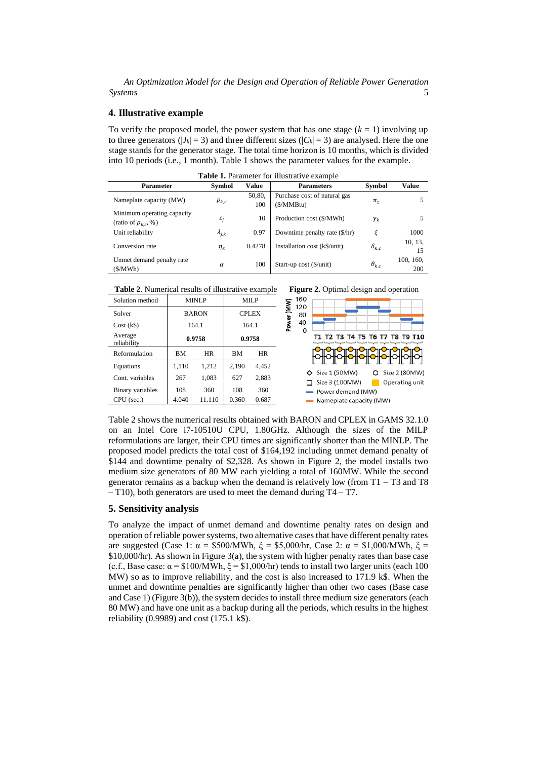## 4. Illustrative example

To verify the proposed model, the power system that has one stage ($k$ = 1) involving up to three generators ($|J_k|$ = 3) and three different sizes ($|C_k|$ = 3) are analysed. Here the one stage stands for the generator stage. The total time horizon is 10 months, which is divided into 10 periods (i.e., 1 month). Table 1 shows the parameter values for the example.

**Table 1.** Parameter for illustrative example

| Parameter | Symbol | Value | Parameters | Symbol | Value |
|---|---|---|---|---|---|
| Nameplate capacity (MW) | $\rho_{k,c}$ | 50,80, 100 | Purchase cost of natural gas ($/MMBtu) | $\pi_t$ | 5 |
| Minimum operating capacity (ratio of $\rho_{k,c}$, %) | $\varepsilon_j$ | 10 | Production cost ($/MWh) | $\gamma_k$ | 5 |
| Unit reliability | $\lambda_{j,k}$ | 0.97 | Downtime penalty rate ($/hr) | $\xi$ | 1000 |
| Conversion rate | $\eta_k$ | 0.4278 | Installation cost (k$/unit) | $\delta_{k,c}$ | 10, 13, 15 |
| Unmet demand penalty rate ($/MWh) | $\alpha$ | 100 | Start-up cost ($/unit) | $\theta_{k,c}$ | 100, 160, 200 |

**Table 2**. Numerical results of illustrative example

| Solution method | MINLP | | MILP | |
|---|---|---|---|---|
| Solver | BARON | | CPLEX | |
| Cost (k$) | 164.1 | | 164.1 | |
| Average reliability | **0.9758** | | **0.9758** | |
| Reformulation | BM | HR | BM | HR |
| Equations | 1,110 | 1,212 | 2,190 | 4,452 |
| Cont. variables | 267 | 1,083 | 627 | 2,883 |
| Binary variables | 108 | 360 | 108 | 360 |
| CPU (sec.) | 4.040 | 11.110 | 0.360 | 0.687 |

**Figure 2.** Optimal design and operation

Table 2 shows the numerical results obtained with BARON and CPLEX in GAMS 32.1.0 on an Intel Core i7-10510U CPU, 1.80GHz. Although the sizes of the MILP reformulations are larger, their CPU times are significantly shorter than the MINLP. The proposed model predicts the total cost of $164,192 including unmet demand penalty of $144 and downtime penalty of $2,328. As shown in Figure 2, the model installs two medium size generators of 80 MW each yielding a total of 160MW. While the second generator remains as a backup when the demand is relatively low (from T1 – T3 and T8 – T10), both generators are used to meet the demand during T4 – T7.

## 5. Sensitivity analysis

To analyze the impact of unmet demand and downtime penalty rates on design and operation of reliable power systems, two alternative cases that have different penalty rates are suggested (Case 1: $\alpha$ = $500/MWh, $\xi$ = $5,000/hr, Case 2: $\alpha$ = $1,000/MWh, $\xi$ = $10,000/hr). As shown in Figure 3(a), the system with higher penalty rates than base case (c.f., Base case: $\alpha$ = $100/MWh, $\xi$ = $1,000/hr) tends to install two larger units (each 100 MW) so as to improve reliability, and the cost is also increased to 171.9 k$. When the unmet and downtime penalties are significantly higher than other two cases (Base case and Case 1) (Figure 3(b)), the system decides to install three medium size generators (each 80 MW) and have one unit as a backup during all the periods, which results in the highest reliability (0.9989) and cost (175.1 k$).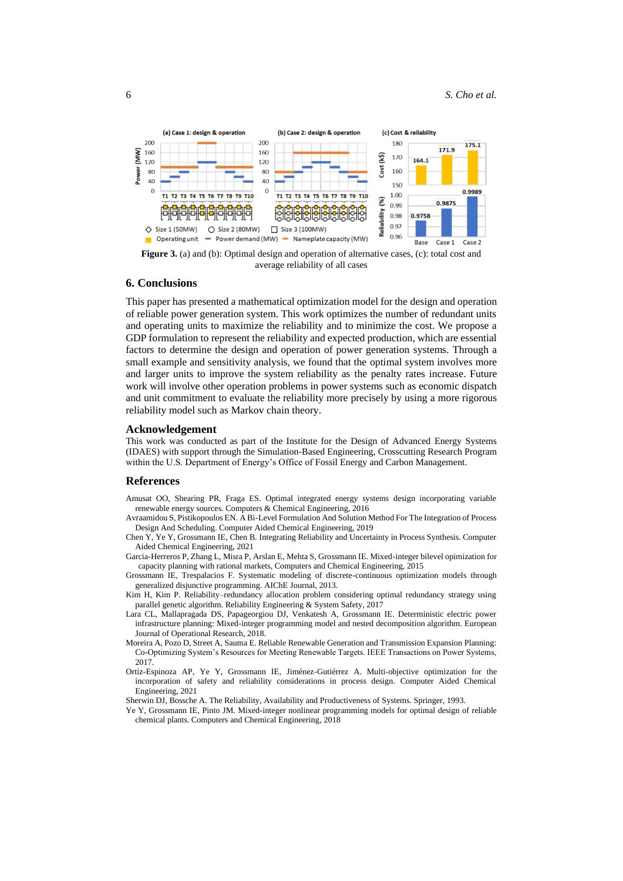(a) Case 1: design & operation

(b) Case 2: design & operation

(c) Cost & reliability

Power (MW)

200
160
120
80
40
0

T1 T2 T3 T4 T5 T6 T7 T8 T9 T10

Cost (k$)

180
170
160
150

164.1
171.9
175.1

Reliability (%)

1.00
0.99
0.98
0.97
0.96

0.9758
0.9875
0.9989

Base Case 1 Case 2

◇ Size 1 (50MW) ○ Size 2 (80MW) □ Size 3 (100MW)

Operating unit — Power demand (MW) — Nameplate capacity (MW)

**Figure 3.** (a) and (b): Optimal design and operation of alternative cases, (c): total cost and average reliability of all cases

## 6. Conclusions

This paper has presented a mathematical optimization model for the design and operation of reliable power generation system. This work optimizes the number of redundant units and operating units to maximize the reliability and to minimize the cost. We propose a GDP formulation to represent the reliability and expected production, which are essential factors to determine the design and operation of power generation systems. Through a small example and sensitivity analysis, we found that the optimal system involves more and larger units to improve the system reliability as the penalty rates increase. Future work will involve other operation problems in power systems such as economic dispatch and unit commitment to evaluate the reliability more precisely by using a more rigorous reliability model such as Markov chain theory.

## Acknowledgement

This work was conducted as part of the Institute for the Design of Advanced Energy Systems (IDAES) with support through the Simulation-Based Engineering, Crosscutting Research Program within the U.S. Department of Energy's Office of Fossil Energy and Carbon Management.

## References

Amusat OO, Shearing PR, Fraga ES. Optimal integrated energy systems design incorporating variable renewable energy sources. Computers & Chemical Engineering, 2016

Avraamidou S, Pistikopoulos EN. A Bi-Level Formulation And Solution Method For The Integration of Process Design And Scheduling. Computer Aided Chemical Engineering, 2019

Chen Y, Ye Y, Grossmann IE, Chen B. Integrating Reliability and Uncertainty in Process Synthesis. Computer Aided Chemical Engineering, 2021

Garcia-Herreros P, Zhang L, Misra P, Arslan E, Mehta S, Grossmann IE. Mixed-integer bilevel opimization for capacity planning with rational markets, Computers and Chemical Engineering, 2015

Grossmann IE, Trespalacios F. Systematic modeling of discrete-continuous optimization models through generalized disjunctive programming. AIChE Journal, 2013.

Kim H, Kim P. Reliability–redundancy allocation problem considering optimal redundancy strategy using parallel genetic algorithm. Reliability Engineering & System Safety, 2017

Lara CL, Mallapragada DS, Papageorgiou DJ, Venkatesh A, Grossmann IE. Deterministic electric power infrastructure planning: Mixed-integer programming model and nested decomposition algorithm. European Journal of Operational Research, 2018.

Moreira A, Pozo D, Street A, Sauma E. Reliable Renewable Generation and Transmission Expansion Planning: Co-Optimizing System's Resources for Meeting Renewable Targets. IEEE Transactions on Power Systems, 2017.

Ortiz-Espinoza AP, Ye Y, Grossmann IE, Jiménez-Gutiérrez A. Multi-objective optimization for the incorporation of safety and reliability considerations in process design. Computer Aided Chemical Engineering, 2021

Sherwin DJ, Bossche A. The Reliability, Availability and Productiveness of Systems. Springer, 1993.

Ye Y, Grossmann IE, Pinto JM. Mixed-integer nonlinear programming models for optimal design of reliable chemical plants. Computers and Chemical Engineering, 2018